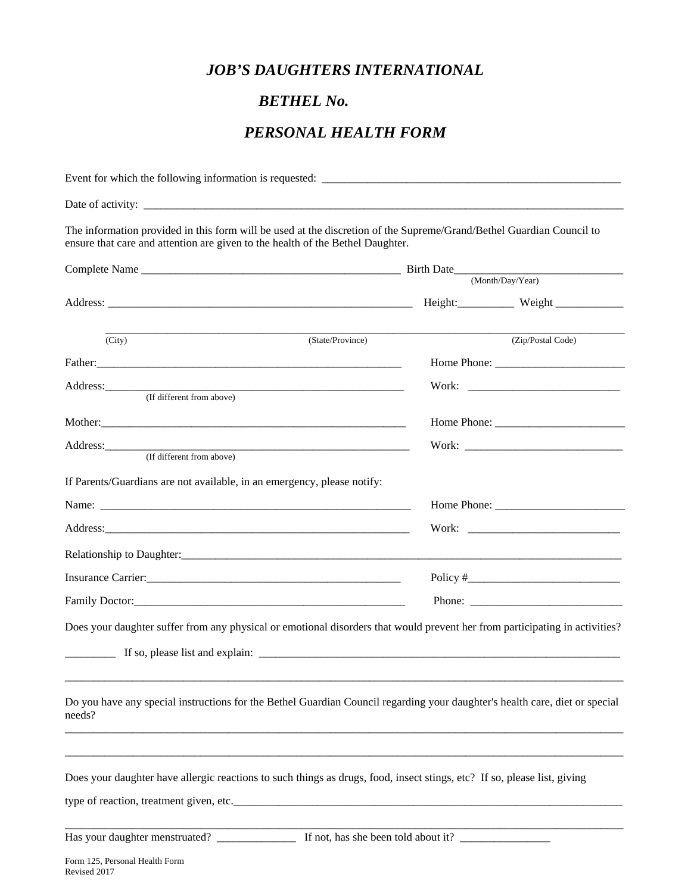# *JOB'S DAUGHTERS INTERNATIONAL*

## *BETHEL No.*

## *PERSONAL HEALTH FORM*

Event for which the following information is requested: ______________________________________________________

Date of activity: ___________________________________________________________________________________________

The information provided in this form will be used at the discretion of the Supreme/Grand/Bethel Guardian Council to ensure that care and attention are given to the health of the Bethel Daughter.

Complete Name ______________________________________________ Birth Date______________________________
(Month/Day/Year)

Address: ______________________________________________________ Height:__________ Weight ____________

_____________________________________________________________________________________________
(City) (State/Province) (Zip/Postal Code)

Father:_______________________________________________________ Home Phone: _______________________

Address:______________________________________________________ Work: ___________________________
(If different from above)

Mother:_______________________________________________________ Home Phone: _______________________

Address:______________________________________________________ Work: ___________________________
(If different from above)

If Parents/Guardians are not available, in an emergency, please notify:

Name: ________________________________________________________ Home Phone: _______________________

Address:______________________________________________________ Work: ___________________________

Relationship to Daughter:_____________________________________________________________________________

Insurance Carrier:______________________________________________ Policy #___________________________

Family Doctor:_________________________________________________ Phone: ___________________________

Does your daughter suffer from any physical or emotional disorders that would prevent her from participating in activities?

_________ If so, please list and explain: __________________________________________________________________

_____________________________________________________________________________________________

Do you have any special instructions for the Bethel Guardian Council regarding your daughter's health care, diet or special needs?

_____________________________________________________________________________________________

_____________________________________________________________________________________________

Does your daughter have allergic reactions to such things as drugs, food, insect stings, etc? If so, please list, giving

type of reaction, treatment given, etc.______________________________________________________________________

_____________________________________________________________________________________________

Has your daughter menstruated? ______________ If not, has she been told about it? ________________

Form 125, Personal Health Form
Revised 2017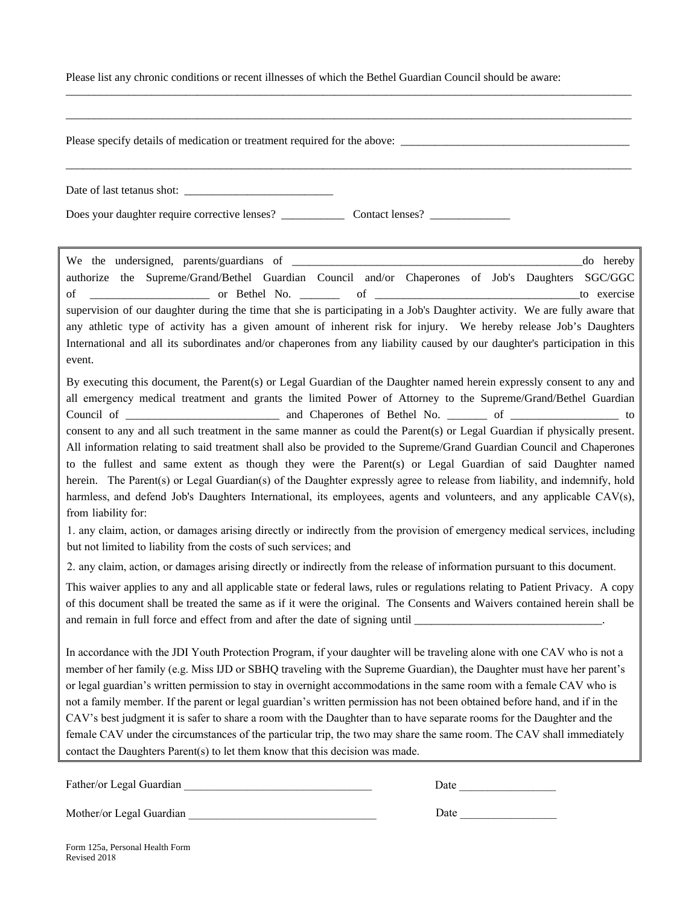Please list any chronic conditions or recent illnesses of which the Bethel Guardian Council should be aware:

_______________________________________________________________________________________________

_______________________________________________________________________________________________

Please specify details of medication or treatment required for the above: ______________________________________________

_______________________________________________________________________________________________

Date of last tetanus shot: ___________________________

Does your daughter require corrective lenses? ___________ Contact lenses? ______________

We the undersigned, parents/guardians of ____________________________________________________do hereby authorize the Supreme/Grand/Bethel Guardian Council and/or Chaperones of Job's Daughters SGC/GGC of _____________________ or Bethel No. _______ of ______________________________________to exercise supervision of our daughter during the time that she is participating in a Job's Daughter activity. We are fully aware that any athletic type of activity has a given amount of inherent risk for injury. We hereby release Job's Daughters International and all its subordinates and/or chaperones from any liability caused by our daughter's participation in this event.

By executing this document, the Parent(s) or Legal Guardian of the Daughter named herein expressly consent to any and all emergency medical treatment and grants the limited Power of Attorney to the Supreme/Grand/Bethel Guardian Council of ___________________________ and Chaperones of Bethel No. _______ of ___________________ to consent to any and all such treatment in the same manner as could the Parent(s) or Legal Guardian if physically present. All information relating to said treatment shall also be provided to the Supreme/Grand Guardian Council and Chaperones to the fullest and same extent as though they were the Parent(s) or Legal Guardian of said Daughter named herein. The Parent(s) or Legal Guardian(s) of the Daughter expressly agree to release from liability, and indemnify, hold harmless, and defend Job's Daughters International, its employees, agents and volunteers, and any applicable CAV(s), from liability for:

1. any claim, action, or damages arising directly or indirectly from the provision of emergency medical services, including but not limited to liability from the costs of such services; and

2. any claim, action, or damages arising directly or indirectly from the release of information pursuant to this document.

This waiver applies to any and all applicable state or federal laws, rules or regulations relating to Patient Privacy. A copy of this document shall be treated the same as if it were the original. The Consents and Waivers contained herein shall be and remain in full force and effect from and after the date of signing until __________________________________.

In accordance with the JDI Youth Protection Program, if your daughter will be traveling alone with one CAV who is not a member of her family (e.g. Miss IJD or SBHQ traveling with the Supreme Guardian), the Daughter must have her parent's or legal guardian's written permission to stay in overnight accommodations in the same room with a female CAV who is not a family member. If the parent or legal guardian's written permission has not been obtained before hand, and if in the CAV's best judgment it is safer to share a room with the Daughter than to have separate rooms for the Daughter and the female CAV under the circumstances of the particular trip, the two may share the same room. The CAV shall immediately contact the Daughters Parent(s) to let them know that this decision was made.

Father/or Legal Guardian __________________________________ Date _________________

Mother/or Legal Guardian __________________________________ Date _________________

Form 125a, Personal Health Form
Revised 2018